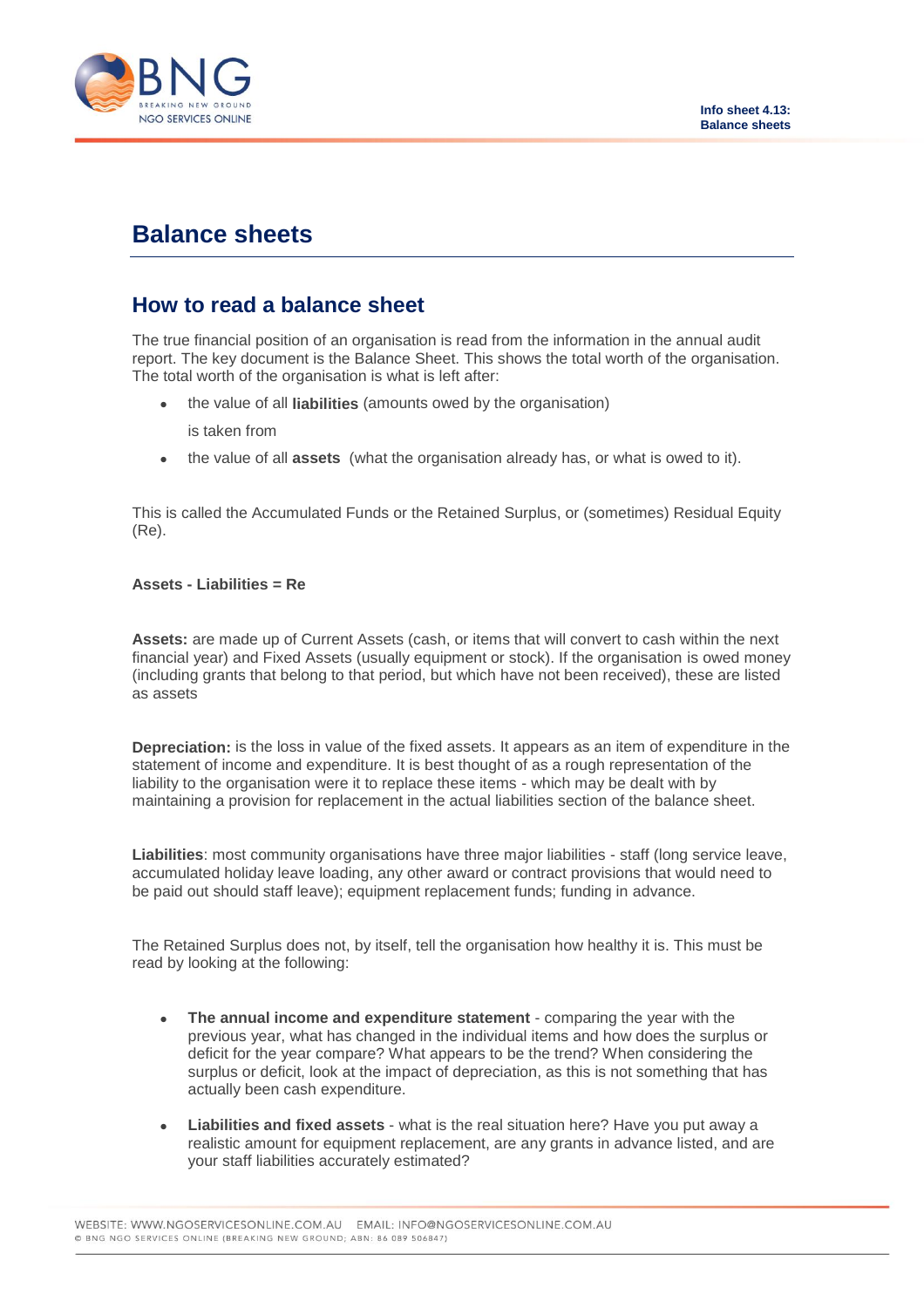# Balance sheets

## How to read a balance sheet

The true financial position of an organisation is read from the information in the annual audit report. The key document is the Balance Sheet. This shows the total worth of the organisation. The total worth of the organisation is what is left after:

- the value of all **liabilities** (amounts owed by the organisation)

  is taken from

- the value of all **assets** (what the organisation already has, or what is owed to it).

This is called the Accumulated Funds or the Retained Surplus, or (sometimes) Residual Equity (Re).

**Assets - Liabilities = Re**

**Assets:** are made up of Current Assets (cash, or items that will convert to cash within the next financial year) and Fixed Assets (usually equipment or stock). If the organisation is owed money (including grants that belong to that period, but which have not been received), these are listed as assets

**Depreciation:** is the loss in value of the fixed assets. It appears as an item of expenditure in the statement of income and expenditure. It is best thought of as a rough representation of the liability to the organisation were it to replace these items - which may be dealt with by maintaining a provision for replacement in the actual liabilities section of the balance sheet.

**Liabilities**: most community organisations have three major liabilities - staff (long service leave, accumulated holiday leave loading, any other award or contract provisions that would need to be paid out should staff leave); equipment replacement funds; funding in advance.

The Retained Surplus does not, by itself, tell the organisation how healthy it is. This must be read by looking at the following:

- **The annual income and expenditure statement** - comparing the year with the previous year, what has changed in the individual items and how does the surplus or deficit for the year compare? What appears to be the trend? When considering the surplus or deficit, look at the impact of depreciation, as this is not something that has actually been cash expenditure.
- **Liabilities and fixed assets** - what is the real situation here? Have you put away a realistic amount for equipment replacement, are any grants in advance listed, and are your staff liabilities accurately estimated?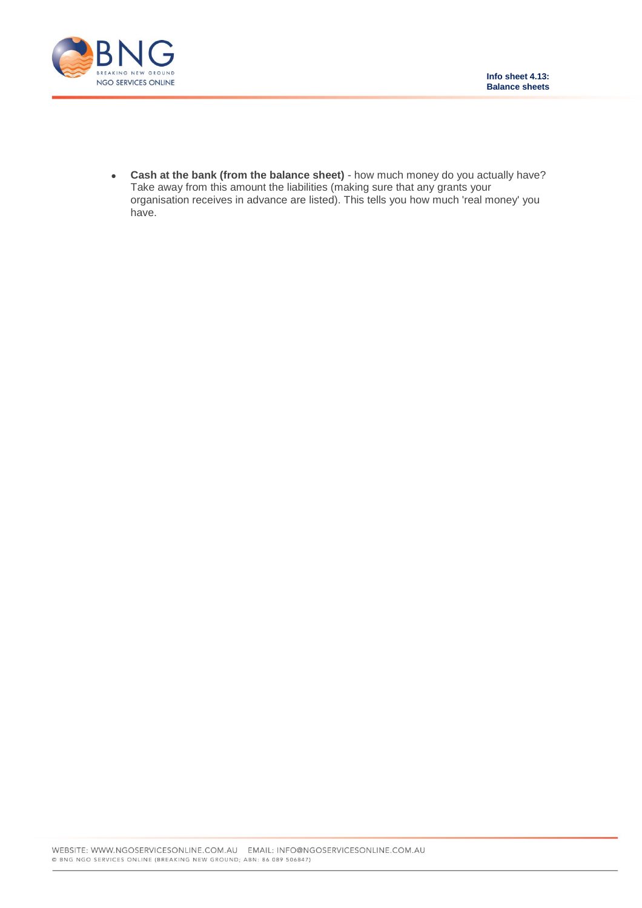- **Cash at the bank (from the balance sheet)** - how much money do you actually have? Take away from this amount the liabilities (making sure that any grants your organisation receives in advance are listed). This tells you how much 'real money' you have.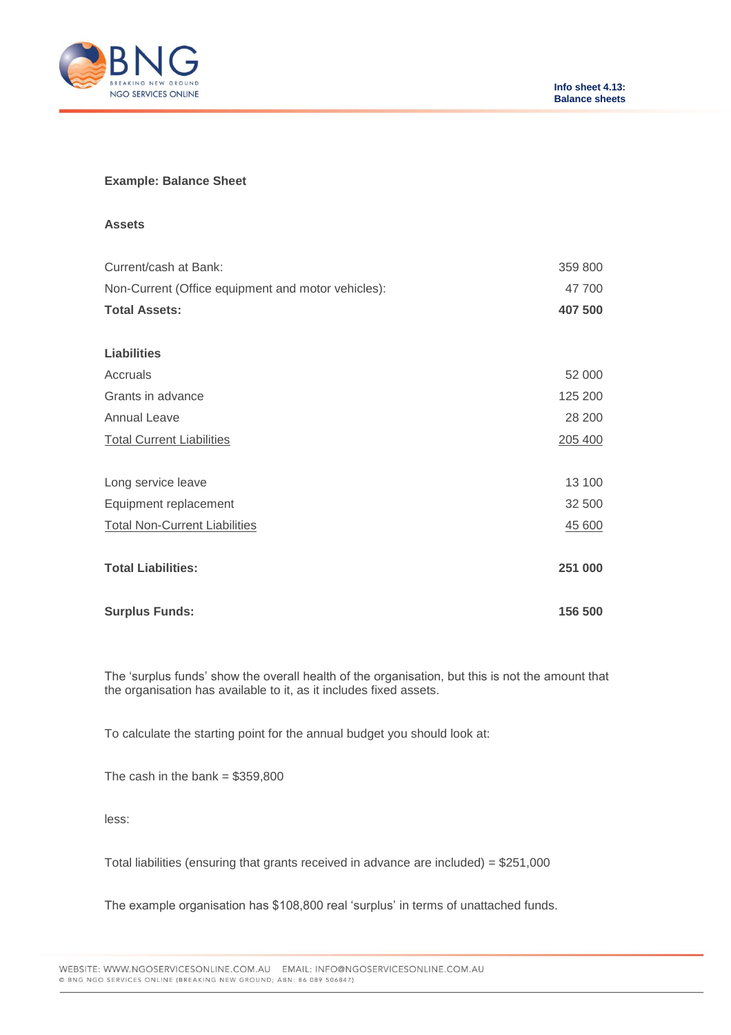**Example: Balance Sheet**

**Assets**

| | |
|---|---|
| Current/cash at Bank: | 359 800 |
| Non-Current (Office equipment and motor vehicles): | 47 700 |
| **Total Assets:** | **407 500** |
| | |
| **Liabilities** | |
| Accruals | 52 000 |
| Grants in advance | 125 200 |
| Annual Leave | 28 200 |
| Total Current Liabilities | 205 400 |
| | |
| Long service leave | 13 100 |
| Equipment replacement | 32 500 |
| Total Non-Current Liabilities | 45 600 |
| | |
| **Total Liabilities:** | **251 000** |
| | |
| **Surplus Funds:** | **156 500** |

The 'surplus funds' show the overall health of the organisation, but this is not the amount that the organisation has available to it, as it includes fixed assets.

To calculate the starting point for the annual budget you should look at:

The cash in the bank = $359,800

less:

Total liabilities (ensuring that grants received in advance are included) = $251,000

The example organisation has $108,800 real 'surplus' in terms of unattached funds.